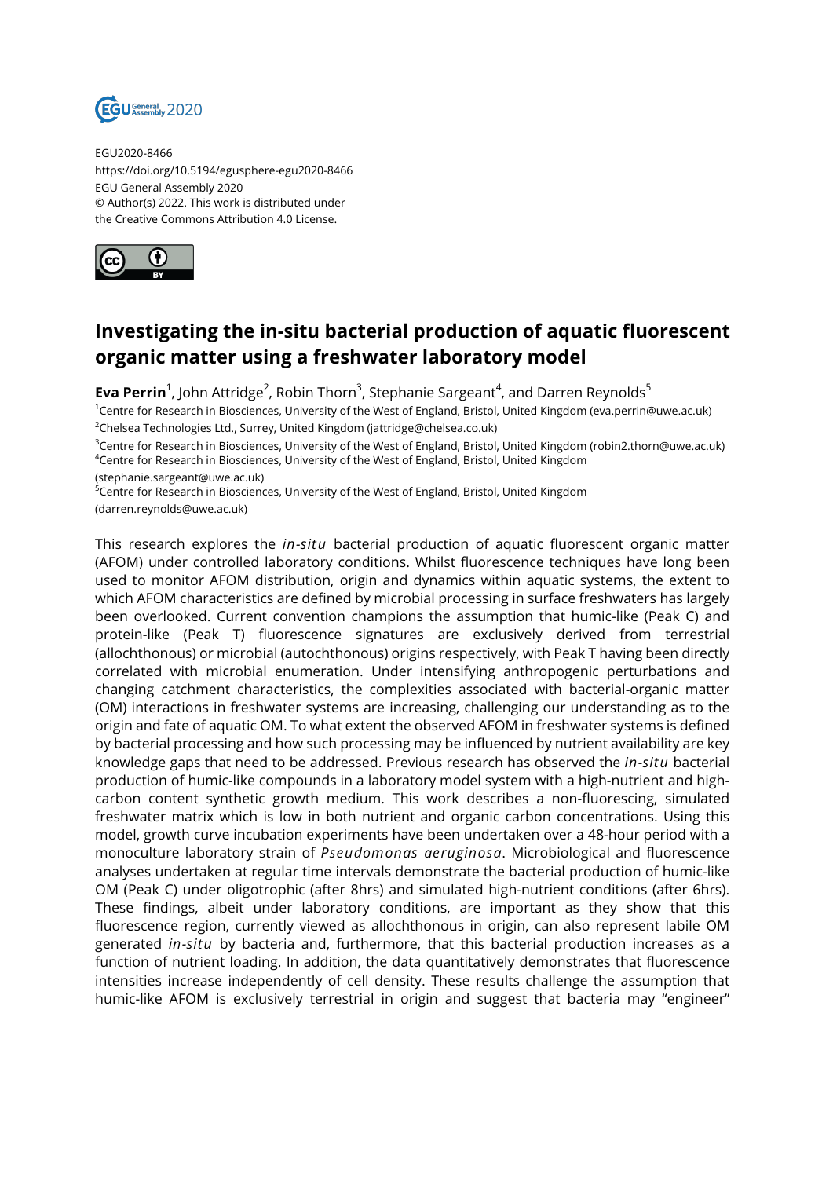EGU2020-8466
https://doi.org/10.5194/egusphere-egu2020-8466
EGU General Assembly 2020
© Author(s) 2022. This work is distributed under
the Creative Commons Attribution 4.0 License.

# Investigating the in-situ bacterial production of aquatic fluorescent organic matter using a freshwater laboratory model

**Eva Perrin**[1], John Attridge[2], Robin Thorn[3], Stephanie Sargeant[4], and Darren Reynolds[5]

[1]Centre for Research in Biosciences, University of the West of England, Bristol, United Kingdom (eva.perrin@uwe.ac.uk)
[2]Chelsea Technologies Ltd., Surrey, United Kingdom (jattridge@chelsea.co.uk)
[3]Centre for Research in Biosciences, University of the West of England, Bristol, United Kingdom (robin2.thorn@uwe.ac.uk)
[4]Centre for Research in Biosciences, University of the West of England, Bristol, United Kingdom (stephanie.sargeant@uwe.ac.uk)
[5]Centre for Research in Biosciences, University of the West of England, Bristol, United Kingdom (darren.reynolds@uwe.ac.uk)

This research explores the *in-situ* bacterial production of aquatic fluorescent organic matter (AFOM) under controlled laboratory conditions. Whilst fluorescence techniques have long been used to monitor AFOM distribution, origin and dynamics within aquatic systems, the extent to which AFOM characteristics are defined by microbial processing in surface freshwaters has largely been overlooked. Current convention champions the assumption that humic-like (Peak C) and protein-like (Peak T) fluorescence signatures are exclusively derived from terrestrial (allochthonous) or microbial (autochthonous) origins respectively, with Peak T having been directly correlated with microbial enumeration. Under intensifying anthropogenic perturbations and changing catchment characteristics, the complexities associated with bacterial-organic matter (OM) interactions in freshwater systems are increasing, challenging our understanding as to the origin and fate of aquatic OM. To what extent the observed AFOM in freshwater systems is defined by bacterial processing and how such processing may be influenced by nutrient availability are key knowledge gaps that need to be addressed. Previous research has observed the *in-situ* bacterial production of humic-like compounds in a laboratory model system with a high-nutrient and high-carbon content synthetic growth medium. This work describes a non-fluorescing, simulated freshwater matrix which is low in both nutrient and organic carbon concentrations. Using this model, growth curve incubation experiments have been undertaken over a 48-hour period with a monoculture laboratory strain of *Pseudomonas aeruginosa*. Microbiological and fluorescence analyses undertaken at regular time intervals demonstrate the bacterial production of humic-like OM (Peak C) under oligotrophic (after 8hrs) and simulated high-nutrient conditions (after 6hrs). These findings, albeit under laboratory conditions, are important as they show that this fluorescence region, currently viewed as allochthonous in origin, can also represent labile OM generated *in-situ* by bacteria and, furthermore, that this bacterial production increases as a function of nutrient loading. In addition, the data quantitatively demonstrates that fluorescence intensities increase independently of cell density. These results challenge the assumption that humic-like AFOM is exclusively terrestrial in origin and suggest that bacteria may "engineer"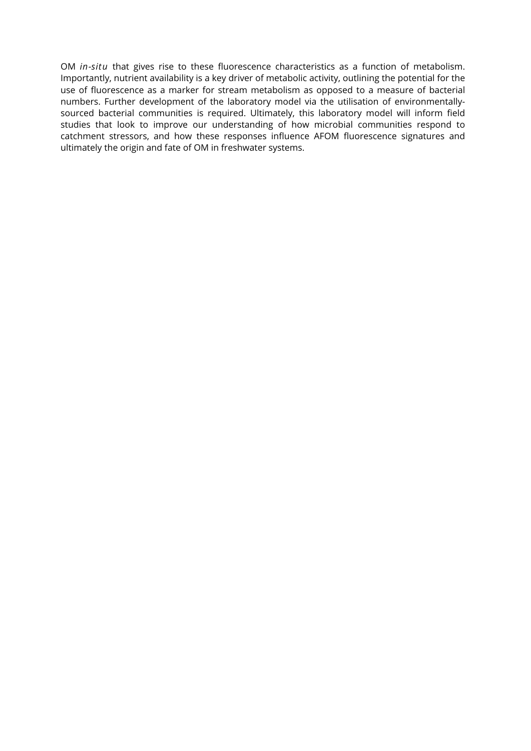OM *in-situ* that gives rise to these fluorescence characteristics as a function of metabolism. Importantly, nutrient availability is a key driver of metabolic activity, outlining the potential for the use of fluorescence as a marker for stream metabolism as opposed to a measure of bacterial numbers. Further development of the laboratory model via the utilisation of environmentally-sourced bacterial communities is required. Ultimately, this laboratory model will inform field studies that look to improve our understanding of how microbial communities respond to catchment stressors, and how these responses influence AFOM fluorescence signatures and ultimately the origin and fate of OM in freshwater systems.